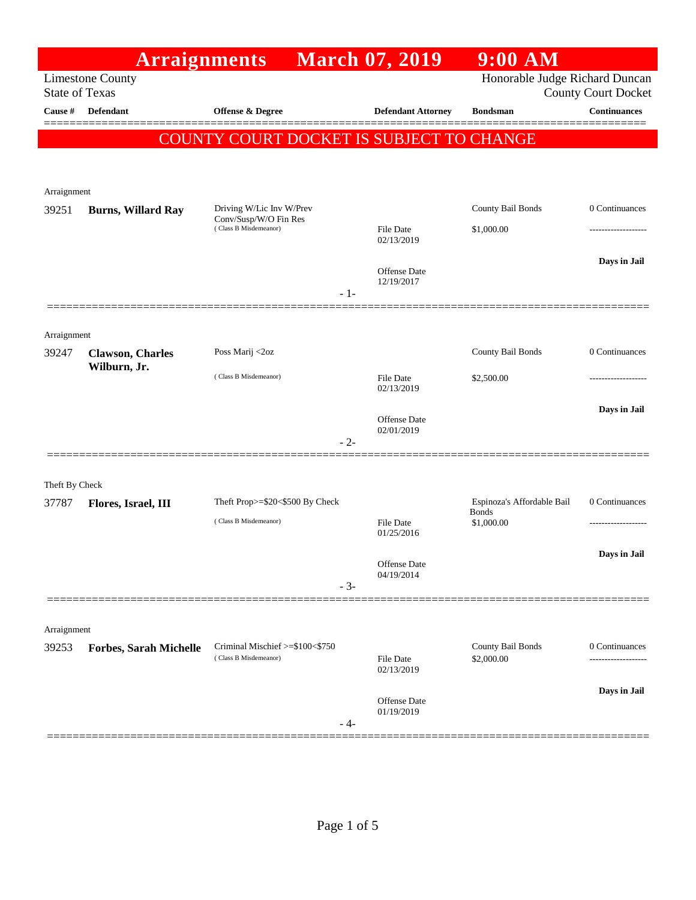# Arraignments March 07, 2019 9:00 AM

Limestone County
State of Texas

Honorable Judge Richard Duncan
County Court Docket

**COUNTY COURT DOCKET IS SUBJECT TO CHANGE**

| Cause # | Defendant | Offense & Degree | Defendant Attorney | Bondsman | Continuances |
|---|---|---|---|---|---|
| Arraignment | | | | | |
| 39251 | **Burns, Willard Ray** | Driving W/Lic Inv W/Prev Conv/Susp/W/O Fin Res (Class B Misdemeanor) | File Date 02/13/2019<br>Offense Date 12/19/2017 | County Bail Bonds<br>$1,000.00 | 0 Continuances<br>-------------------<br>**Days in Jail** |
| Arraignment | | | | | |
| 39247 | **Clawson, Charles Wilburn, Jr.** | Poss Marij <2oz (Class B Misdemeanor) | File Date 02/13/2019<br>Offense Date 02/01/2019 | County Bail Bonds<br>$2,500.00 | 0 Continuances<br>-------------------<br>**Days in Jail** |
| Theft By Check | | | | | |
| 37787 | **Flores, Israel, III** | Theft Prop>=$20<$500 By Check (Class B Misdemeanor) | File Date 01/25/2016<br>Offense Date 04/19/2014 | Espinoza's Affordable Bail Bonds<br>$1,000.00 | 0 Continuances<br>-------------------<br>**Days in Jail** |
| Arraignment | | | | | |
| 39253 | **Forbes, Sarah Michelle** | Criminal Mischief >=$100<$750 (Class B Misdemeanor) | File Date 02/13/2019<br>Offense Date 01/19/2019 | County Bail Bonds<br>$2,000.00 | 0 Continuances<br>-------------------<br>**Days in Jail** |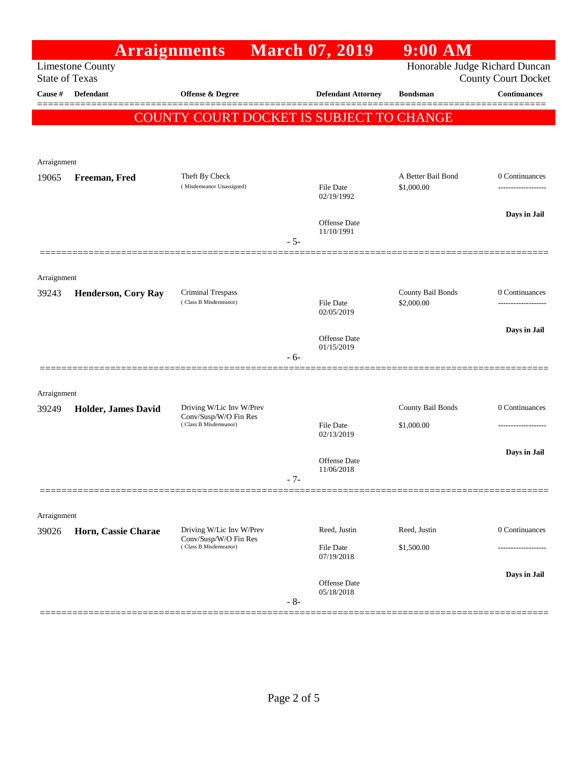# Arraignments March 07, 2019 9:00 AM

Limestone County
State of Texas

Honorable Judge Richard Duncan
County Court Docket

| Cause # | Defendant | Offense & Degree | Defendant Attorney | Bondsman | Continuances |
|---|---|---|---|---|---|

**COUNTY COURT DOCKET IS SUBJECT TO CHANGE**

Arraignment

| Cause # | Defendant | Offense & Degree | Defendant Attorney | Bondsman | Continuances |
|---|---|---|---|---|---|
| 19065 | **Freeman, Fred** | Theft By Check (Misdemeanor Unassigned) | File Date 02/19/1992<br>Offense Date 11/10/1991 | A Better Bail Bond<br>$1,000.00 | 0 Continuances<br>-------------------<br>**Days in Jail** |

- 5-

Arraignment

| Cause # | Defendant | Offense & Degree | Defendant Attorney | Bondsman | Continuances |
|---|---|---|---|---|---|
| 39243 | **Henderson, Cory Ray** | Criminal Trespass (Class B Misdemeanor) | File Date 02/05/2019<br>Offense Date 01/15/2019 | County Bail Bonds<br>$2,000.00 | 0 Continuances<br>-------------------<br>**Days in Jail** |

- 6-

Arraignment

| Cause # | Defendant | Offense & Degree | Defendant Attorney | Bondsman | Continuances |
|---|---|---|---|---|---|
| 39249 | **Holder, James David** | Driving W/Lic Inv W/Prev Conv/Susp/W/O Fin Res (Class B Misdemeanor) | File Date 02/13/2019<br>Offense Date 11/06/2018 | County Bail Bonds<br>$1,000.00 | 0 Continuances<br>-------------------<br>**Days in Jail** |

- 7-

Arraignment

| Cause # | Defendant | Offense & Degree | Defendant Attorney | Bondsman | Continuances |
|---|---|---|---|---|---|
| 39026 | **Horn, Cassie Charae** | Driving W/Lic Inv W/Prev Conv/Susp/W/O Fin Res (Class B Misdemeanor) | Reed, Justin<br>File Date 07/19/2018<br>Offense Date 05/18/2018 | Reed, Justin<br>$1,500.00 | 0 Continuances<br>-------------------<br>**Days in Jail** |

- 8-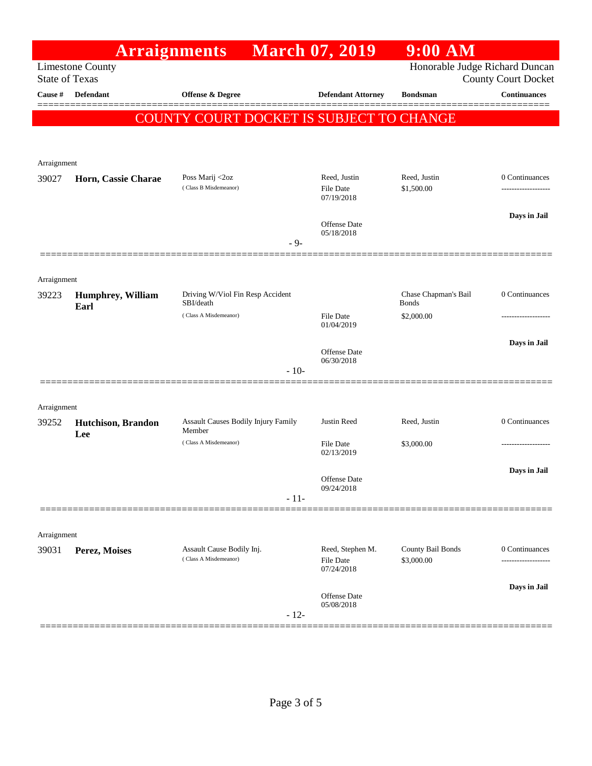# Arraignments March 07, 2019 9:00 AM

Limestone County
State of Texas

Honorable Judge Richard Duncan
County Court Docket

**COUNTY COURT DOCKET IS SUBJECT TO CHANGE**

| Cause # | Defendant | Offense & Degree | Defendant Attorney | Bondsman | Continuances |
|---|---|---|---|---|---|
| Arraignment | | | | | |
| 39027 | **Horn, Cassie Charae** | Poss Marij <2oz (Class B Misdemeanor) | Reed, Justin<br>File Date 07/19/2018<br>Offense Date 05/18/2018 | Reed, Justin<br>$1,500.00 | 0 Continuances<br>------------------<br>**Days in Jail** |
| | | - 9- | | | |
| Arraignment | | | | | |
| 39223 | **Humphrey, William Earl** | Driving W/Viol Fin Resp Accident SBI/death (Class A Misdemeanor) | File Date 01/04/2019<br>Offense Date 06/30/2018 | Chase Chapman's Bail Bonds<br>$2,000.00 | 0 Continuances<br>------------------<br>**Days in Jail** |
| | | - 10- | | | |
| Arraignment | | | | | |
| 39252 | **Hutchison, Brandon Lee** | Assault Causes Bodily Injury Family Member (Class A Misdemeanor) | Justin Reed<br>File Date 02/13/2019<br>Offense Date 09/24/2018 | Reed, Justin<br>$3,000.00 | 0 Continuances<br>------------------<br>**Days in Jail** |
| | | - 11- | | | |
| Arraignment | | | | | |
| 39031 | **Perez, Moises** | Assault Cause Bodily Inj. (Class A Misdemeanor) | Reed, Stephen M.<br>File Date 07/24/2018<br>Offense Date 05/08/2018 | County Bail Bonds<br>$3,000.00 | 0 Continuances<br>------------------<br>**Days in Jail** |
| | | - 12- | | | |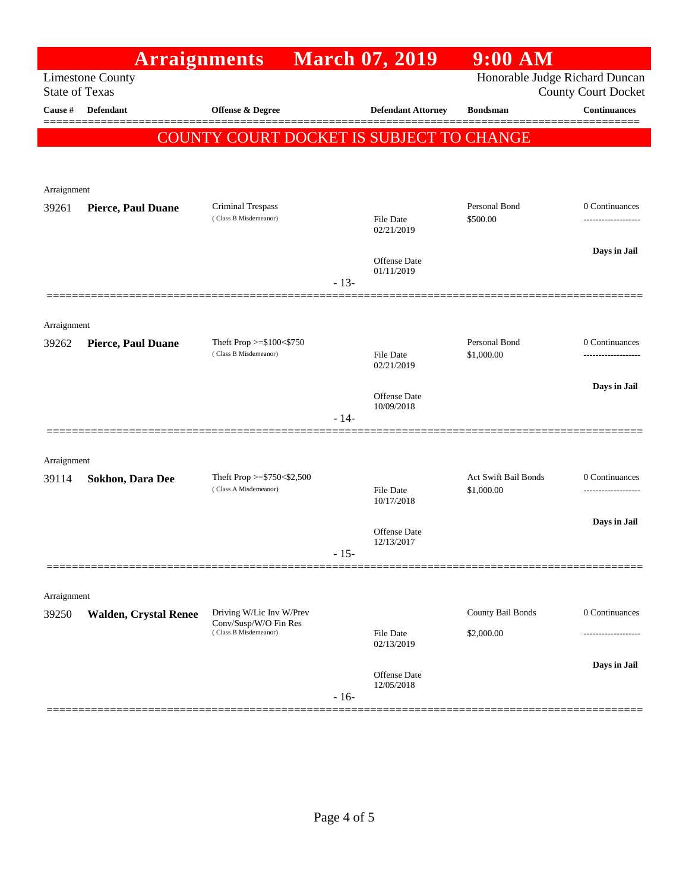# Arraignments March 07, 2019 9:00 AM

Limestone County
State of Texas

Honorable Judge Richard Duncan
County Court Docket

| Cause # | Defendant | Offense & Degree | | Defendant Attorney | Bondsman | Continuances |
|---|---|---|---|---|---|---|

**COUNTY COURT DOCKET IS SUBJECT TO CHANGE**

Arraignment

| Cause # | Defendant | Offense & Degree | Dates | Bondsman | Continuances |
|---|---|---|---|---|---|
| 39261 | **Pierce, Paul Duane** | Criminal Trespass (Class B Misdemeanor) | File Date 02/21/2019; Offense Date 01/11/2019 | Personal Bond $500.00 | 0 Continuances; Days in Jail |

- 13-

Arraignment

| Cause # | Defendant | Offense & Degree | Dates | Bondsman | Continuances |
|---|---|---|---|---|---|
| 39262 | **Pierce, Paul Duane** | Theft Prop >=$100<$750 (Class B Misdemeanor) | File Date 02/21/2019; Offense Date 10/09/2018 | Personal Bond $1,000.00 | 0 Continuances; Days in Jail |

- 14-

Arraignment

| Cause # | Defendant | Offense & Degree | Dates | Bondsman | Continuances |
|---|---|---|---|---|---|
| 39114 | **Sokhon, Dara Dee** | Theft Prop >=$750<$2,500 (Class A Misdemeanor) | File Date 10/17/2018; Offense Date 12/13/2017 | Act Swift Bail Bonds $1,000.00 | 0 Continuances; Days in Jail |

- 15-

Arraignment

| Cause # | Defendant | Offense & Degree | Dates | Bondsman | Continuances |
|---|---|---|---|---|---|
| 39250 | **Walden, Crystal Renee** | Driving W/Lic Inv W/Prev Conv/Susp/W/O Fin Res (Class B Misdemeanor) | File Date 02/13/2019; Offense Date 12/05/2018 | County Bail Bonds $2,000.00 | 0 Continuances; Days in Jail |

- 16-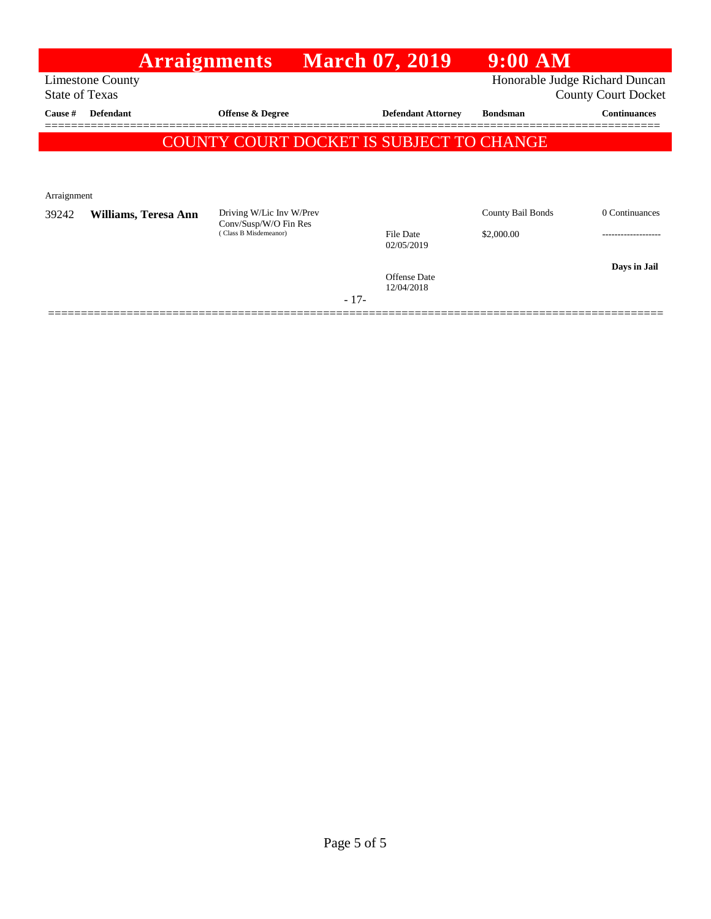# Arraignments March 07, 2019 9:00 AM

Limestone County
State of Texas

Honorable Judge Richard Duncan
County Court Docket

| Cause # | Defendant | Offense & Degree | Defendant Attorney | Bondsman | Continuances |
|---|---|---|---|---|---|

COUNTY COURT DOCKET IS SUBJECT TO CHANGE

Arraignment

| Cause # | Defendant | Offense & Degree | Defendant Attorney | Bondsman | Continuances |
|---|---|---|---|---|---|
| 39242 | **Williams, Teresa Ann** | Driving W/Lic Inv W/Prev Conv/Susp/W/O Fin Res ( Class B Misdemeanor) | File Date 02/05/2019 Offense Date 12/04/2018 | County Bail Bonds $2,000.00 | 0 Continuances ------------------- **Days in Jail** |

- 17-